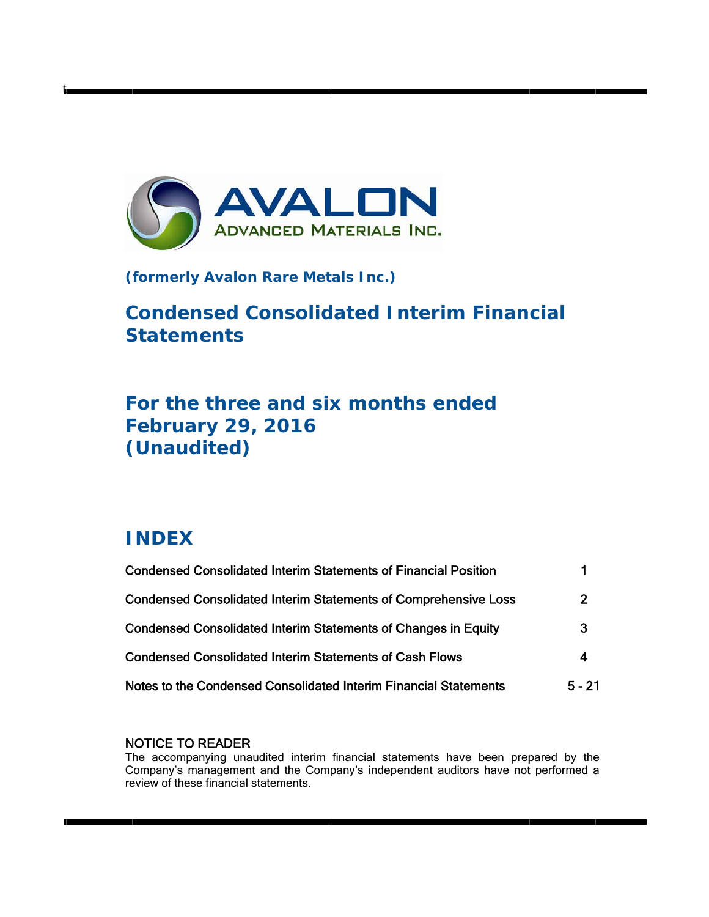# AVALON ADVANCED MATERIALS INC.

**(formerly Avalon Rare Metals Inc.)**

## Condensed Consolidated Interim Financial Statements

## For the three and six months ended February 29, 2016 (Unaudited)

## INDEX

| | |
|---|---|
| Condensed Consolidated Interim Statements of Financial Position | 1 |
| Condensed Consolidated Interim Statements of Comprehensive Loss | 2 |
| Condensed Consolidated Interim Statements of Changes in Equity | 3 |
| Condensed Consolidated Interim Statements of Cash Flows | 4 |
| Notes to the Condensed Consolidated Interim Financial Statements | 5 - 21 |

NOTICE TO READER
The accompanying unaudited interim financial statements have been prepared by the Company's management and the Company's independent auditors have not performed a review of these financial statements.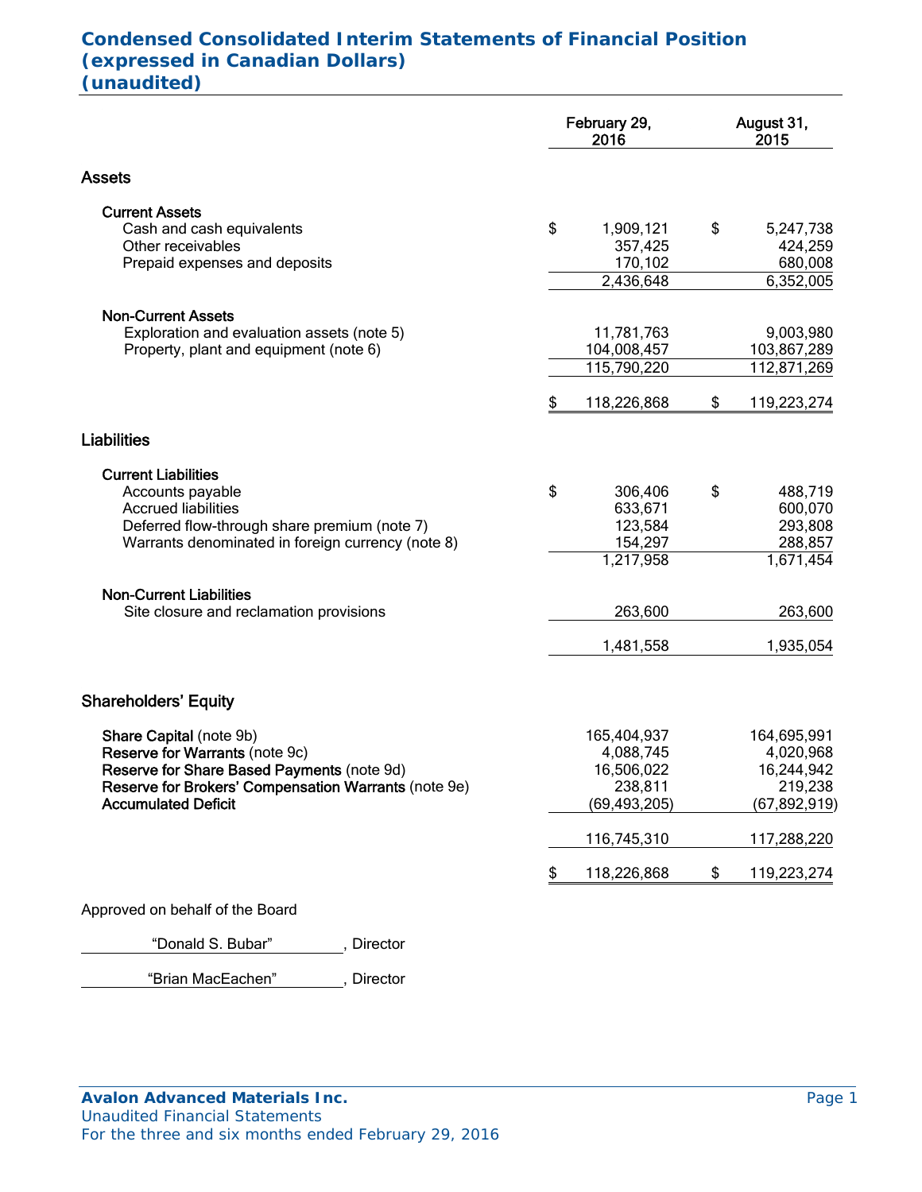# Condensed Consolidated Interim Statements of Financial Position (expressed in Canadian Dollars) (unaudited)

| | February 29, 2016 | August 31, 2015 |
|---|---|---|
| **Assets** | | |
| **Current Assets** | | |
| Cash and cash equivalents | $ 1,909,121 | $ 5,247,738 |
| Other receivables | 357,425 | 424,259 |
| Prepaid expenses and deposits | 170,102 | 680,008 |
| | 2,436,648 | 6,352,005 |
| **Non-Current Assets** | | |
| Exploration and evaluation assets (note 5) | 11,781,763 | 9,003,980 |
| Property, plant and equipment (note 6) | 104,008,457 | 103,867,289 |
| | 115,790,220 | 112,871,269 |
| | $ 118,226,868 | $ 119,223,274 |
| **Liabilities** | | |
| **Current Liabilities** | | |
| Accounts payable | $ 306,406 | $ 488,719 |
| Accrued liabilities | 633,671 | 600,070 |
| Deferred flow-through share premium (note 7) | 123,584 | 293,808 |
| Warrants denominated in foreign currency (note 8) | 154,297 | 288,857 |
| | 1,217,958 | 1,671,454 |
| **Non-Current Liabilities** | | |
| Site closure and reclamation provisions | 263,600 | 263,600 |
| | 1,481,558 | 1,935,054 |
| **Shareholders' Equity** | | |
| **Share Capital** (note 9b) | 165,404,937 | 164,695,991 |
| **Reserve for Warrants** (note 9c) | 4,088,745 | 4,020,968 |
| **Reserve for Share Based Payments** (note 9d) | 16,506,022 | 16,244,942 |
| **Reserve for Brokers' Compensation Warrants** (note 9e) | 238,811 | 219,238 |
| **Accumulated Deficit** | (69,493,205) | (67,892,919) |
| | 116,745,310 | 117,288,220 |
| | $ 118,226,868 | $ 119,223,274 |

Approved on behalf of the Board

"Donald S. Bubar", Director

"Brian MacEachen", Director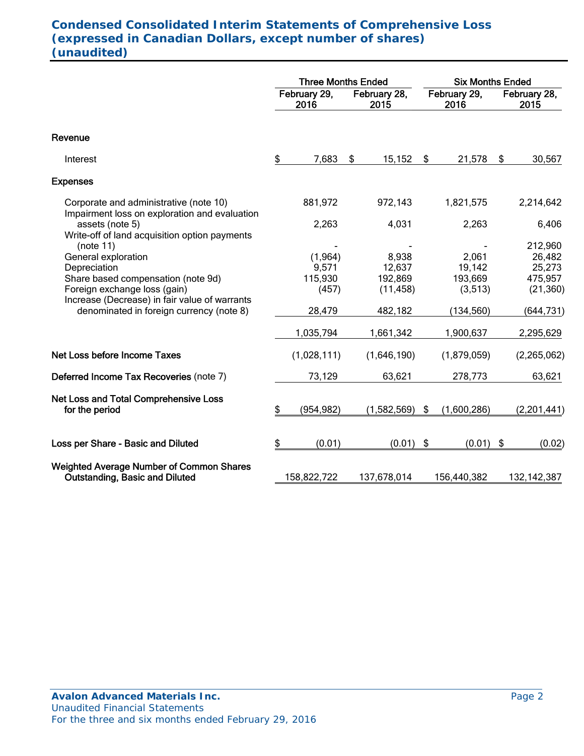# Condensed Consolidated Interim Statements of Comprehensive Loss (expressed in Canadian Dollars, except number of shares) (unaudited)

| | Three Months Ended | | Six Months Ended | |
|---|---|---|---|---|
| | February 29, 2016 | February 28, 2015 | February 29, 2016 | February 28, 2015 |
| **Revenue** | | | | |
| Interest | $ 7,683 | $ 15,152 | $ 21,578 | $ 30,567 |
| **Expenses** | | | | |
| Corporate and administrative (note 10) | 881,972 | 972,143 | 1,821,575 | 2,214,642 |
| Impairment loss on exploration and evaluation assets (note 5) | 2,263 | 4,031 | 2,263 | 6,406 |
| Write-off of land acquisition option payments (note 11) | - | - | - | 212,960 |
| General exploration | (1,964) | 8,938 | 2,061 | 26,482 |
| Depreciation | 9,571 | 12,637 | 19,142 | 25,273 |
| Share based compensation (note 9d) | 115,930 | 192,869 | 193,669 | 475,957 |
| Foreign exchange loss (gain) | (457) | (11,458) | (3,513) | (21,360) |
| Increase (Decrease) in fair value of warrants denominated in foreign currency (note 8) | 28,479 | 482,182 | (134,560) | (644,731) |
| | 1,035,794 | 1,661,342 | 1,900,637 | 2,295,629 |
| **Net Loss before Income Taxes** | (1,028,111) | (1,646,190) | (1,879,059) | (2,265,062) |
| **Deferred Income Tax Recoveries** (note 7) | 73,129 | 63,621 | 278,773 | 63,621 |
| **Net Loss and Total Comprehensive Loss for the period** | $ (954,982) | (1,582,569) | $ (1,600,286) | (2,201,441) |
| **Loss per Share - Basic and Diluted** | $ (0.01) | (0.01) | $ (0.01) | $ (0.02) |
| **Weighted Average Number of Common Shares Outstanding, Basic and Diluted** | 158,822,722 | 137,678,014 | 156,440,382 | 132,142,387 |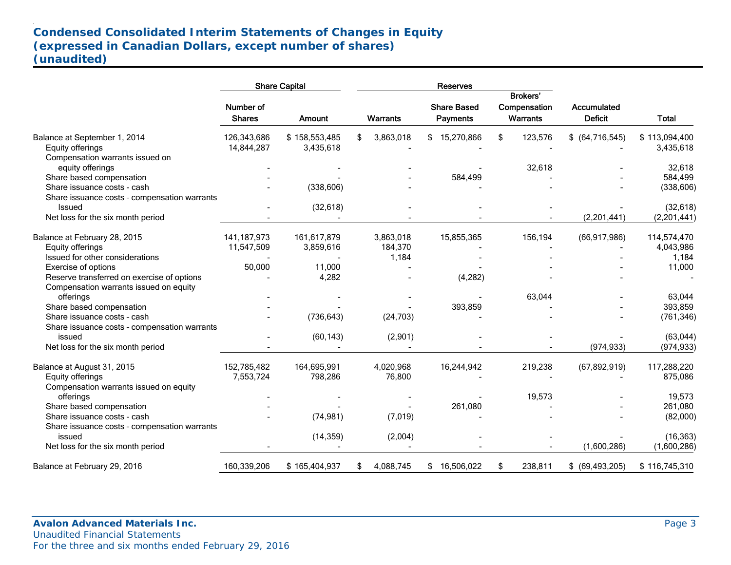## Condensed Consolidated Interim Statements of Changes in Equity
## (expressed in Canadian Dollars, except number of shares)
## (unaudited)

| | Share Capital | | Reserves | | | | |
|---|---|---|---|---|---|---|---|
| | Number of Shares | Amount | Warrants | Share Based Payments | Brokers' Compensation Warrants | Accumulated Deficit | Total |
| Balance at September 1, 2014 | 126,343,686 | $ 158,553,485 | $ 3,863,018 | $ 15,270,866 | $ 123,576 | $ (64,716,545) | $ 113,094,400 |
| Equity offerings | 14,844,287 | 3,435,618 | - | - | - | - | 3,435,618 |
| Compensation warrants issued on equity offerings | - | - | - | - | 32,618 | - | 32,618 |
| Share based compensation | - | - | - | 584,499 | - | - | 584,499 |
| Share issuance costs - cash | - | (338,606) | - | - | - | - | (338,606) |
| Share issuance costs - compensation warrants Issued | - | (32,618) | - | - | - | - | (32,618) |
| Net loss for the six month period | - | - | - | - | - | (2,201,441) | (2,201,441) |
| Balance at February 28, 2015 | 141,187,973 | 161,617,879 | 3,863,018 | 15,855,365 | 156,194 | (66,917,986) | 114,574,470 |
| Equity offerings | 11,547,509 | 3,859,616 | 184,370 | - | - | - | 4,043,986 |
| Issued for other considerations | - | - | 1,184 | - | - | - | 1,184 |
| Exercise of options | 50,000 | 11,000 | - | - | - | - | 11,000 |
| Reserve transferred on exercise of options | - | 4,282 | - | (4,282) | - | - | - |
| Compensation warrants issued on equity offerings | - | - | - | - | 63,044 | - | 63,044 |
| Share based compensation | - | - | - | 393,859 | - | - | 393,859 |
| Share issuance costs - cash | - | (736,643) | (24,703) | - | - | - | (761,346) |
| Share issuance costs - compensation warrants issued | - | (60,143) | (2,901) | - | - | - | (63,044) |
| Net loss for the six month period | - | - | - | - | - | (974,933) | (974,933) |
| Balance at August 31, 2015 | 152,785,482 | 164,695,991 | 4,020,968 | 16,244,942 | 219,238 | (67,892,919) | 117,288,220 |
| Equity offerings | 7,553,724 | 798,286 | 76,800 | - | - | - | 875,086 |
| Compensation warrants issued on equity offerings | - | - | - | - | 19,573 | - | 19,573 |
| Share based compensation | - | - | - | 261,080 | - | - | 261,080 |
| Share issuance costs - cash | - | (74,981) | (7,019) | - | - | - | (82,000) |
| Share issuance costs - compensation warrants issued | | (14,359) | (2,004) | - | - | - | (16,363) |
| Net loss for the six month period | - | - | - | - | - | (1,600,286) | (1,600,286) |
| Balance at February 29, 2016 | 160,339,206 | $ 165,404,937 | $ 4,088,745 | $ 16,506,022 | $ 238,811 | $ (69,493,205) | $ 116,745,310 |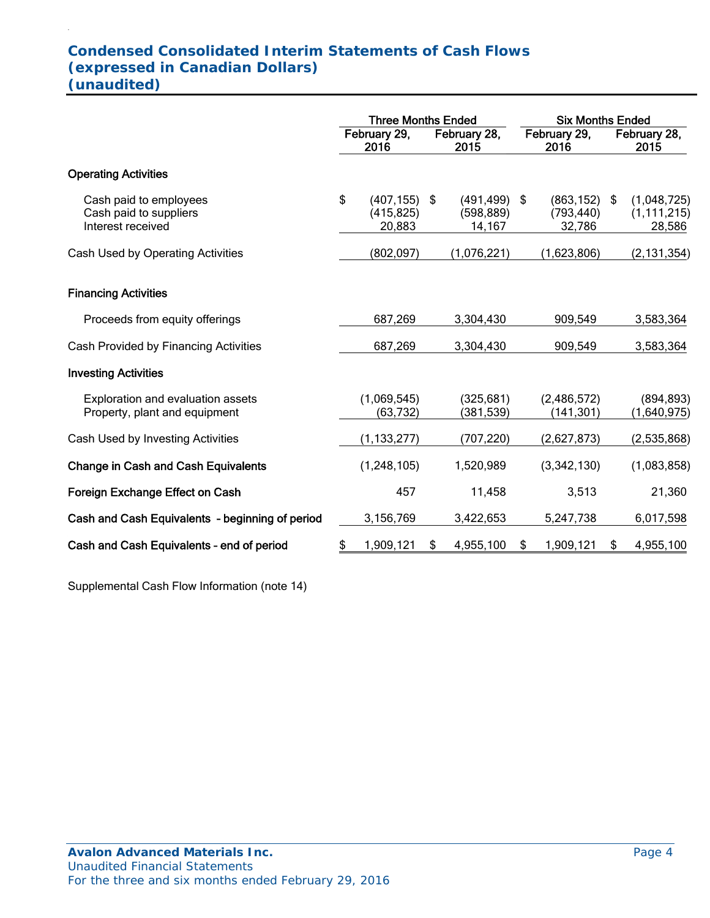## Condensed Consolidated Interim Statements of Cash Flows
## (expressed in Canadian Dollars)
## (unaudited)

| | Three Months Ended | | Six Months Ended | |
|---|---|---|---|---|
| | February 29, 2016 | February 28, 2015 | February 29, 2016 | February 28, 2015 |
| **Operating Activities** | | | | |
| Cash paid to employees | $ (407,155) | $ (491,499) | $ (863,152) | $ (1,048,725) |
| Cash paid to suppliers | (415,825) | (598,889) | (793,440) | (1,111,215) |
| Interest received | 20,883 | 14,167 | 32,786 | 28,586 |
| Cash Used by Operating Activities | (802,097) | (1,076,221) | (1,623,806) | (2,131,354) |
| **Financing Activities** | | | | |
| Proceeds from equity offerings | 687,269 | 3,304,430 | 909,549 | 3,583,364 |
| Cash Provided by Financing Activities | 687,269 | 3,304,430 | 909,549 | 3,583,364 |
| **Investing Activities** | | | | |
| Exploration and evaluation assets | (1,069,545) | (325,681) | (2,486,572) | (894,893) |
| Property, plant and equipment | (63,732) | (381,539) | (141,301) | (1,640,975) |
| Cash Used by Investing Activities | (1,133,277) | (707,220) | (2,627,873) | (2,535,868) |
| **Change in Cash and Cash Equivalents** | (1,248,105) | 1,520,989 | (3,342,130) | (1,083,858) |
| **Foreign Exchange Effect on Cash** | 457 | 11,458 | 3,513 | 21,360 |
| **Cash and Cash Equivalents - beginning of period** | 3,156,769 | 3,422,653 | 5,247,738 | 6,017,598 |
| **Cash and Cash Equivalents - end of period** | $ 1,909,121 | $ 4,955,100 | $ 1,909,121 | $ 4,955,100 |

Supplemental Cash Flow Information (note 14)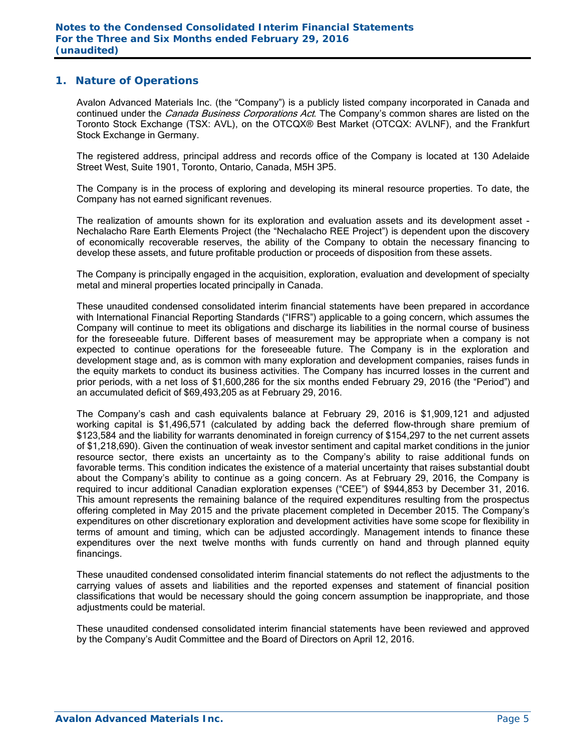## 1. Nature of Operations

Avalon Advanced Materials Inc. (the "Company") is a publicly listed company incorporated in Canada and continued under the *Canada Business Corporations Act*. The Company's common shares are listed on the Toronto Stock Exchange (TSX: AVL), on the OTCQX® Best Market (OTCQX: AVLNF), and the Frankfurt Stock Exchange in Germany.

The registered address, principal address and records office of the Company is located at 130 Adelaide Street West, Suite 1901, Toronto, Ontario, Canada, M5H 3P5.

The Company is in the process of exploring and developing its mineral resource properties. To date, the Company has not earned significant revenues.

The realization of amounts shown for its exploration and evaluation assets and its development asset - Nechalacho Rare Earth Elements Project (the "Nechalacho REE Project") is dependent upon the discovery of economically recoverable reserves, the ability of the Company to obtain the necessary financing to develop these assets, and future profitable production or proceeds of disposition from these assets.

The Company is principally engaged in the acquisition, exploration, evaluation and development of specialty metal and mineral properties located principally in Canada.

These unaudited condensed consolidated interim financial statements have been prepared in accordance with International Financial Reporting Standards ("IFRS") applicable to a going concern, which assumes the Company will continue to meet its obligations and discharge its liabilities in the normal course of business for the foreseeable future. Different bases of measurement may be appropriate when a company is not expected to continue operations for the foreseeable future. The Company is in the exploration and development stage and, as is common with many exploration and development companies, raises funds in the equity markets to conduct its business activities. The Company has incurred losses in the current and prior periods, with a net loss of $1,600,286 for the six months ended February 29, 2016 (the "Period") and an accumulated deficit of $69,493,205 as at February 29, 2016.

The Company's cash and cash equivalents balance at February 29, 2016 is $1,909,121 and adjusted working capital is $1,496,571 (calculated by adding back the deferred flow-through share premium of $123,584 and the liability for warrants denominated in foreign currency of $154,297 to the net current assets of $1,218,690). Given the continuation of weak investor sentiment and capital market conditions in the junior resource sector, there exists an uncertainty as to the Company's ability to raise additional funds on favorable terms. This condition indicates the existence of a material uncertainty that raises substantial doubt about the Company's ability to continue as a going concern. As at February 29, 2016, the Company is required to incur additional Canadian exploration expenses ("CEE") of $944,853 by December 31, 2016. This amount represents the remaining balance of the required expenditures resulting from the prospectus offering completed in May 2015 and the private placement completed in December 2015. The Company's expenditures on other discretionary exploration and development activities have some scope for flexibility in terms of amount and timing, which can be adjusted accordingly. Management intends to finance these expenditures over the next twelve months with funds currently on hand and through planned equity financings.

These unaudited condensed consolidated interim financial statements do not reflect the adjustments to the carrying values of assets and liabilities and the reported expenses and statement of financial position classifications that would be necessary should the going concern assumption be inappropriate, and those adjustments could be material.

These unaudited condensed consolidated interim financial statements have been reviewed and approved by the Company's Audit Committee and the Board of Directors on April 12, 2016.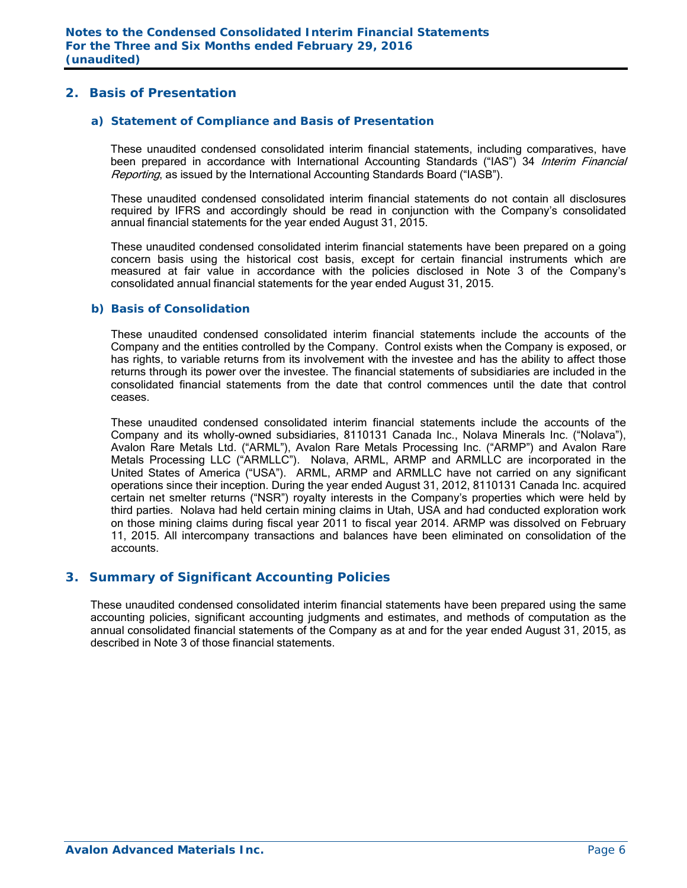## 2. Basis of Presentation

### a) Statement of Compliance and Basis of Presentation

These unaudited condensed consolidated interim financial statements, including comparatives, have been prepared in accordance with International Accounting Standards ("IAS") 34 *Interim Financial Reporting*, as issued by the International Accounting Standards Board ("IASB").

These unaudited condensed consolidated interim financial statements do not contain all disclosures required by IFRS and accordingly should be read in conjunction with the Company's consolidated annual financial statements for the year ended August 31, 2015.

These unaudited condensed consolidated interim financial statements have been prepared on a going concern basis using the historical cost basis, except for certain financial instruments which are measured at fair value in accordance with the policies disclosed in Note 3 of the Company's consolidated annual financial statements for the year ended August 31, 2015.

### b) Basis of Consolidation

These unaudited condensed consolidated interim financial statements include the accounts of the Company and the entities controlled by the Company. Control exists when the Company is exposed, or has rights, to variable returns from its involvement with the investee and has the ability to affect those returns through its power over the investee. The financial statements of subsidiaries are included in the consolidated financial statements from the date that control commences until the date that control ceases.

These unaudited condensed consolidated interim financial statements include the accounts of the Company and its wholly-owned subsidiaries, 8110131 Canada Inc., Nolava Minerals Inc. ("Nolava"), Avalon Rare Metals Ltd. ("ARML"), Avalon Rare Metals Processing Inc. ("ARMP") and Avalon Rare Metals Processing LLC ("ARMLLC"). Nolava, ARML, ARMP and ARMLLC are incorporated in the United States of America ("USA"). ARML, ARMP and ARMLLC have not carried on any significant operations since their inception. During the year ended August 31, 2012, 8110131 Canada Inc. acquired certain net smelter returns ("NSR") royalty interests in the Company's properties which were held by third parties. Nolava had held certain mining claims in Utah, USA and had conducted exploration work on those mining claims during fiscal year 2011 to fiscal year 2014. ARMP was dissolved on February 11, 2015. All intercompany transactions and balances have been eliminated on consolidation of the accounts.

## 3. Summary of Significant Accounting Policies

These unaudited condensed consolidated interim financial statements have been prepared using the same accounting policies, significant accounting judgments and estimates, and methods of computation as the annual consolidated financial statements of the Company as at and for the year ended August 31, 2015, as described in Note 3 of those financial statements.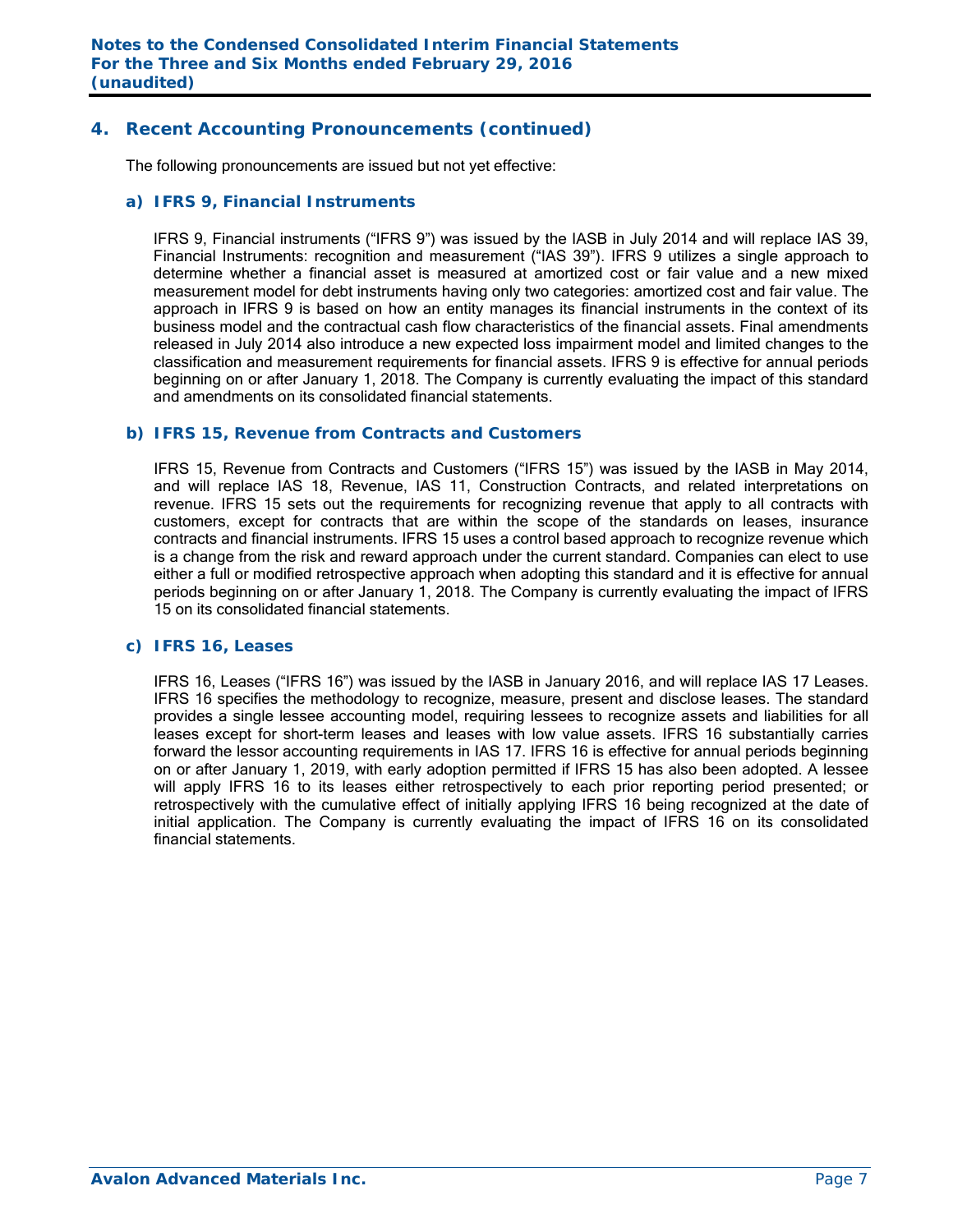## 4. Recent Accounting Pronouncements (continued)

The following pronouncements are issued but not yet effective:

### a) IFRS 9, Financial Instruments

IFRS 9, Financial instruments ("IFRS 9") was issued by the IASB in July 2014 and will replace IAS 39, Financial Instruments: recognition and measurement ("IAS 39"). IFRS 9 utilizes a single approach to determine whether a financial asset is measured at amortized cost or fair value and a new mixed measurement model for debt instruments having only two categories: amortized cost and fair value. The approach in IFRS 9 is based on how an entity manages its financial instruments in the context of its business model and the contractual cash flow characteristics of the financial assets. Final amendments released in July 2014 also introduce a new expected loss impairment model and limited changes to the classification and measurement requirements for financial assets. IFRS 9 is effective for annual periods beginning on or after January 1, 2018. The Company is currently evaluating the impact of this standard and amendments on its consolidated financial statements.

### b) IFRS 15, Revenue from Contracts and Customers

IFRS 15, Revenue from Contracts and Customers ("IFRS 15") was issued by the IASB in May 2014, and will replace IAS 18, Revenue, IAS 11, Construction Contracts, and related interpretations on revenue. IFRS 15 sets out the requirements for recognizing revenue that apply to all contracts with customers, except for contracts that are within the scope of the standards on leases, insurance contracts and financial instruments. IFRS 15 uses a control based approach to recognize revenue which is a change from the risk and reward approach under the current standard. Companies can elect to use either a full or modified retrospective approach when adopting this standard and it is effective for annual periods beginning on or after January 1, 2018. The Company is currently evaluating the impact of IFRS 15 on its consolidated financial statements.

### c) IFRS 16, Leases

IFRS 16, Leases ("IFRS 16") was issued by the IASB in January 2016, and will replace IAS 17 Leases. IFRS 16 specifies the methodology to recognize, measure, present and disclose leases. The standard provides a single lessee accounting model, requiring lessees to recognize assets and liabilities for all leases except for short-term leases and leases with low value assets. IFRS 16 substantially carries forward the lessor accounting requirements in IAS 17. IFRS 16 is effective for annual periods beginning on or after January 1, 2019, with early adoption permitted if IFRS 15 has also been adopted. A lessee will apply IFRS 16 to its leases either retrospectively to each prior reporting period presented; or retrospectively with the cumulative effect of initially applying IFRS 16 being recognized at the date of initial application. The Company is currently evaluating the impact of IFRS 16 on its consolidated financial statements.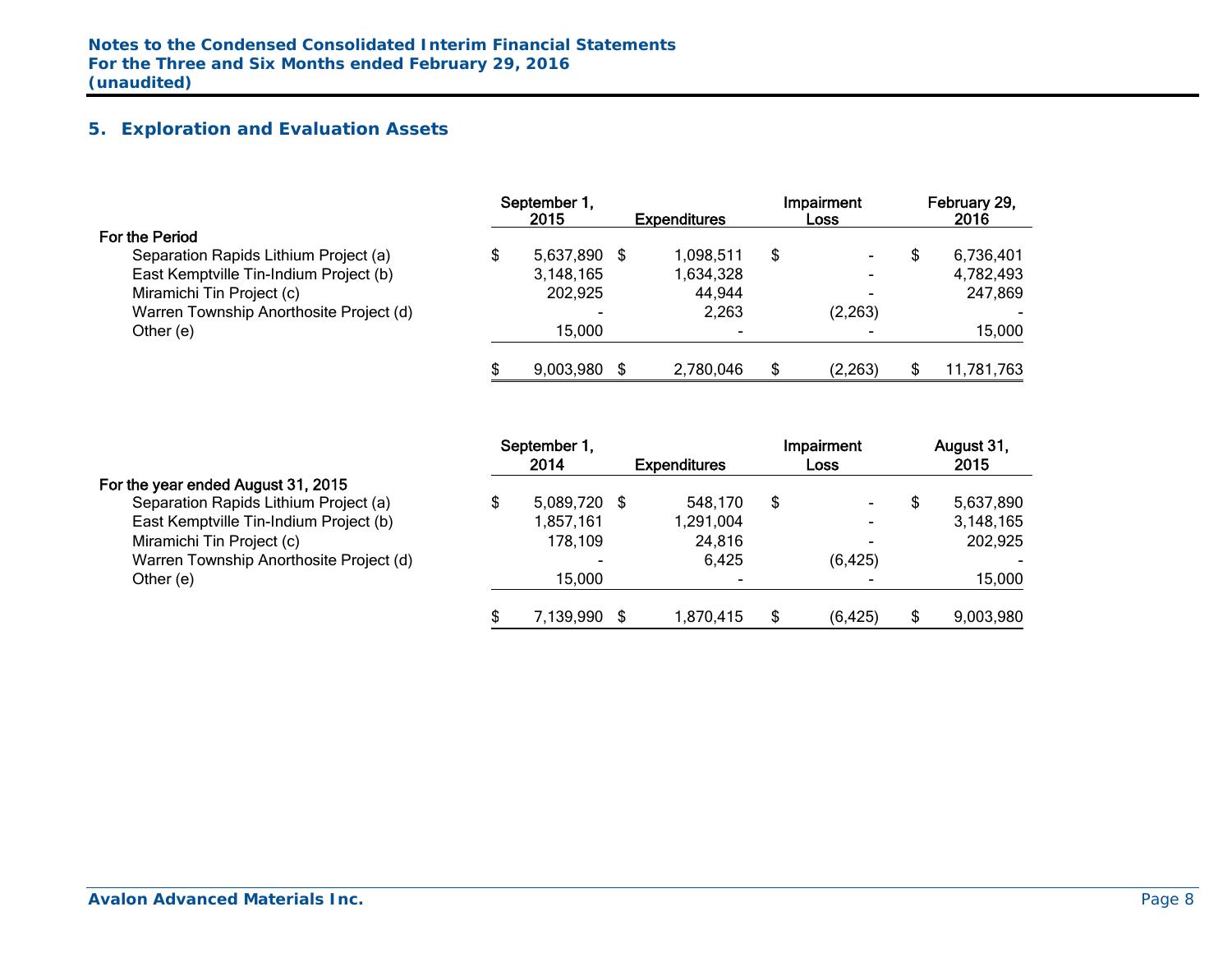## 5. Exploration and Evaluation Assets

| | September 1, 2015 | Expenditures | Impairment Loss | February 29, 2016 |
|---|---|---|---|---|
| **For the Period** | | | | |
| Separation Rapids Lithium Project (a) | $ 5,637,890 | $ 1,098,511 | $ - | $ 6,736,401 |
| East Kemptville Tin-Indium Project (b) | 3,148,165 | 1,634,328 | - | 4,782,493 |
| Miramichi Tin Project (c) | 202,925 | 44,944 | - | 247,869 |
| Warren Township Anorthosite Project (d) | - | 2,263 | (2,263) | - |
| Other (e) | 15,000 | - | - | 15,000 |
| | $ 9,003,980 | $ 2,780,046 | $ (2,263) | $ 11,781,763 |

| | September 1, 2014 | Expenditures | Impairment Loss | August 31, 2015 |
|---|---|---|---|---|
| **For the year ended August 31, 2015** | | | | |
| Separation Rapids Lithium Project (a) | $ 5,089,720 | $ 548,170 | $ - | $ 5,637,890 |
| East Kemptville Tin-Indium Project (b) | 1,857,161 | 1,291,004 | - | 3,148,165 |
| Miramichi Tin Project (c) | 178,109 | 24,816 | - | 202,925 |
| Warren Township Anorthosite Project (d) | - | 6,425 | (6,425) | - |
| Other (e) | 15,000 | - | - | 15,000 |
| | $ 7,139,990 | $ 1,870,415 | $ (6,425) | $ 9,003,980 |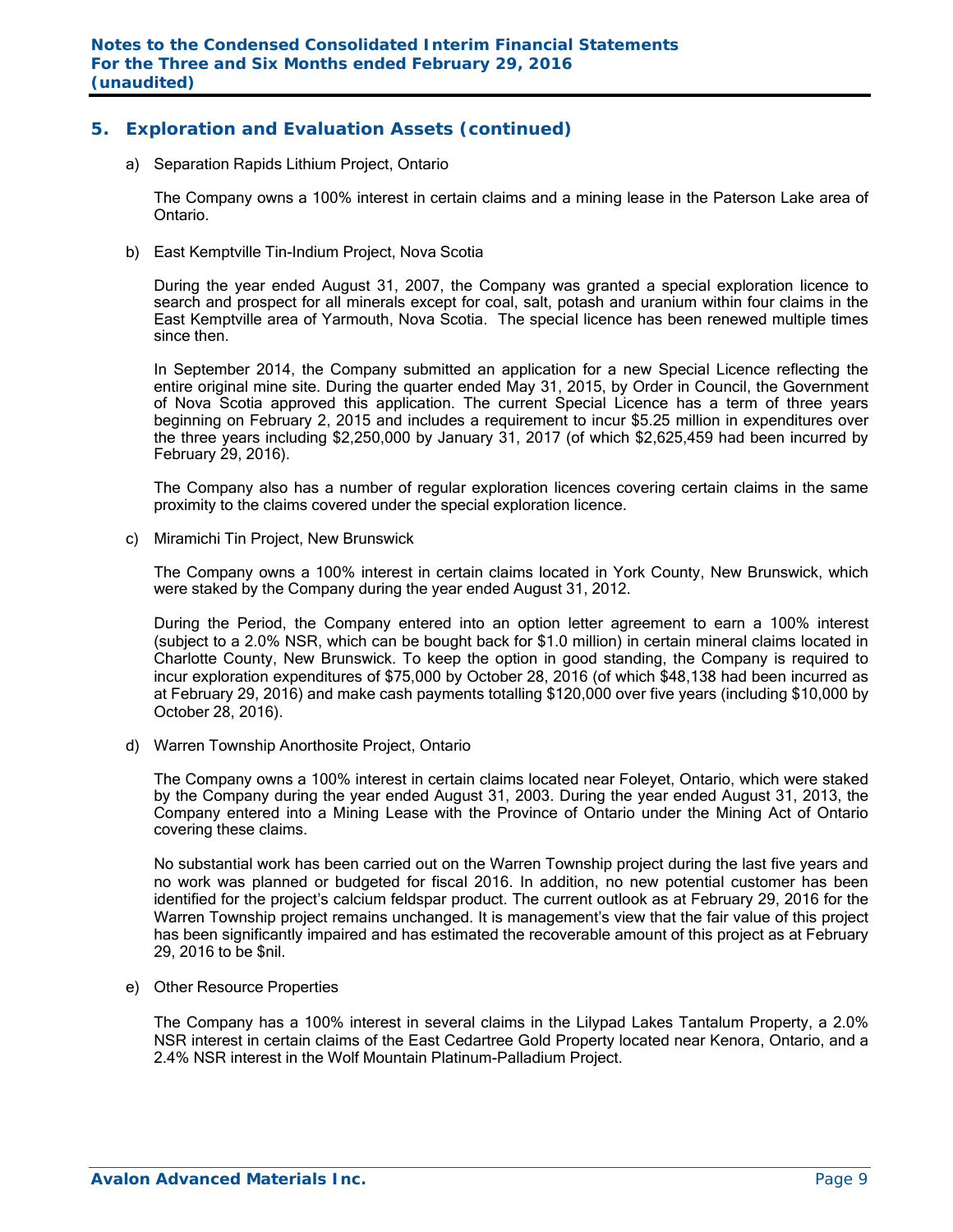## 5. Exploration and Evaluation Assets (continued)

a) Separation Rapids Lithium Project, Ontario

The Company owns a 100% interest in certain claims and a mining lease in the Paterson Lake area of Ontario.

b) East Kemptville Tin-Indium Project, Nova Scotia

During the year ended August 31, 2007, the Company was granted a special exploration licence to search and prospect for all minerals except for coal, salt, potash and uranium within four claims in the East Kemptville area of Yarmouth, Nova Scotia. The special licence has been renewed multiple times since then.

In September 2014, the Company submitted an application for a new Special Licence reflecting the entire original mine site. During the quarter ended May 31, 2015, by Order in Council, the Government of Nova Scotia approved this application. The current Special Licence has a term of three years beginning on February 2, 2015 and includes a requirement to incur $5.25 million in expenditures over the three years including $2,250,000 by January 31, 2017 (of which $2,625,459 had been incurred by February 29, 2016).

The Company also has a number of regular exploration licences covering certain claims in the same proximity to the claims covered under the special exploration licence.

c) Miramichi Tin Project, New Brunswick

The Company owns a 100% interest in certain claims located in York County, New Brunswick, which were staked by the Company during the year ended August 31, 2012.

During the Period, the Company entered into an option letter agreement to earn a 100% interest (subject to a 2.0% NSR, which can be bought back for $1.0 million) in certain mineral claims located in Charlotte County, New Brunswick. To keep the option in good standing, the Company is required to incur exploration expenditures of $75,000 by October 28, 2016 (of which $48,138 had been incurred as at February 29, 2016) and make cash payments totalling $120,000 over five years (including $10,000 by October 28, 2016).

d) Warren Township Anorthosite Project, Ontario

The Company owns a 100% interest in certain claims located near Foleyet, Ontario, which were staked by the Company during the year ended August 31, 2003. During the year ended August 31, 2013, the Company entered into a Mining Lease with the Province of Ontario under the Mining Act of Ontario covering these claims.

No substantial work has been carried out on the Warren Township project during the last five years and no work was planned or budgeted for fiscal 2016. In addition, no new potential customer has been identified for the project's calcium feldspar product. The current outlook as at February 29, 2016 for the Warren Township project remains unchanged. It is management's view that the fair value of this project has been significantly impaired and has estimated the recoverable amount of this project as at February 29, 2016 to be $nil.

e) Other Resource Properties

The Company has a 100% interest in several claims in the Lilypad Lakes Tantalum Property, a 2.0% NSR interest in certain claims of the East Cedartree Gold Property located near Kenora, Ontario, and a 2.4% NSR interest in the Wolf Mountain Platinum-Palladium Project.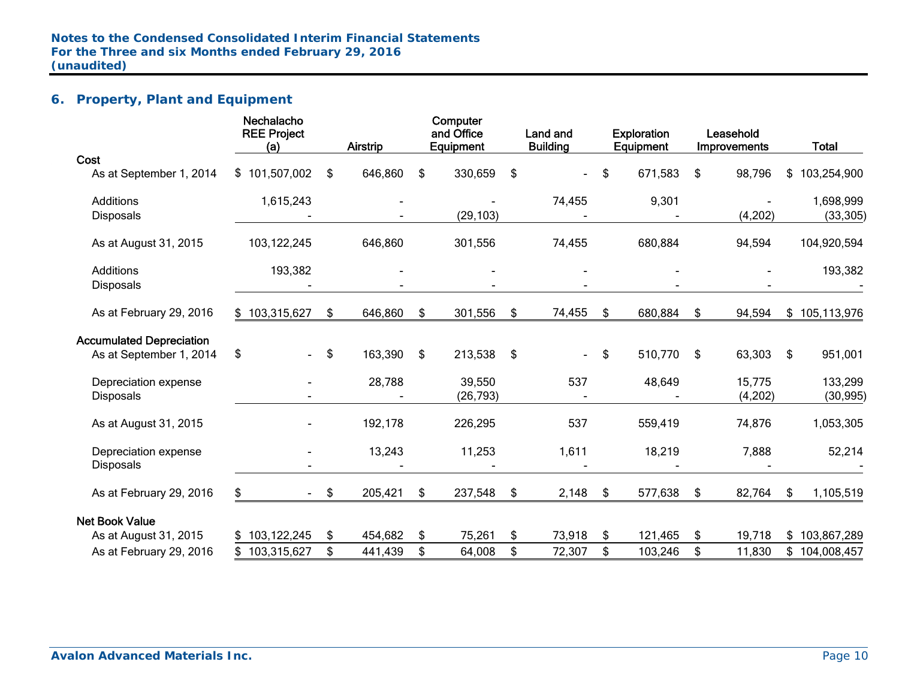## 6. Property, Plant and Equipment

| | Nechalacho REE Project (a) | Airstrip | Computer and Office Equipment | Land and Building | Exploration Equipment | Leasehold Improvements | Total |
|---|---|---|---|---|---|---|---|
| **Cost** | | | | | | | |
| As at September 1, 2014 | $ 101,507,002 | $ 646,860 | $ 330,659 | $ - | $ 671,583 | $ 98,796 | $ 103,254,900 |
| Additions | 1,615,243 | - | - | 74,455 | 9,301 | - | 1,698,999 |
| Disposals | - | - | (29,103) | - | - | (4,202) | (33,305) |
| As at August 31, 2015 | 103,122,245 | 646,860 | 301,556 | 74,455 | 680,884 | 94,594 | 104,920,594 |
| Additions | 193,382 | - | - | - | - | - | 193,382 |
| Disposals | - | - | - | - | - | - | - |
| As at February 29, 2016 | $ 103,315,627 | $ 646,860 | $ 301,556 | $ 74,455 | $ 680,884 | $ 94,594 | $ 105,113,976 |
| **Accumulated Depreciation** | | | | | | | |
| As at September 1, 2014 | $ - | $ 163,390 | $ 213,538 | $ - | $ 510,770 | $ 63,303 | $ 951,001 |
| Depreciation expense | - | 28,788 | 39,550 | 537 | 48,649 | 15,775 | 133,299 |
| Disposals | - | - | (26,793) | - | - | (4,202) | (30,995) |
| As at August 31, 2015 | - | 192,178 | 226,295 | 537 | 559,419 | 74,876 | 1,053,305 |
| Depreciation expense | - | 13,243 | 11,253 | 1,611 | 18,219 | 7,888 | 52,214 |
| Disposals | - | - | - | - | - | - | - |
| As at February 29, 2016 | $ - | $ 205,421 | $ 237,548 | $ 2,148 | $ 577,638 | $ 82,764 | $ 1,105,519 |
| **Net Book Value** | | | | | | | |
| As at August 31, 2015 | $ 103,122,245 | $ 454,682 | $ 75,261 | $ 73,918 | $ 121,465 | $ 19,718 | $ 103,867,289 |
| As at February 29, 2016 | $ 103,315,627 | $ 441,439 | $ 64,008 | $ 72,307 | $ 103,246 | $ 11,830 | $ 104,008,457 |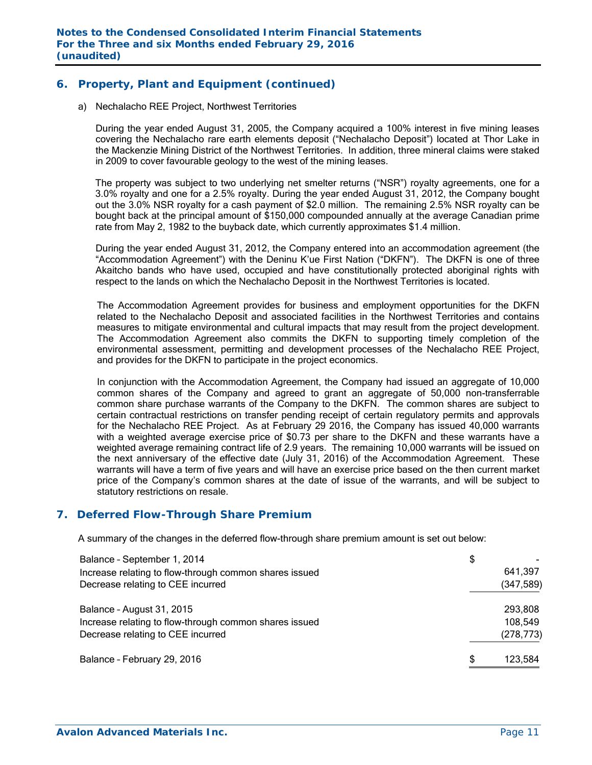## 6. Property, Plant and Equipment (continued)

a) Nechalacho REE Project, Northwest Territories

During the year ended August 31, 2005, the Company acquired a 100% interest in five mining leases covering the Nechalacho rare earth elements deposit ("Nechalacho Deposit") located at Thor Lake in the Mackenzie Mining District of the Northwest Territories. In addition, three mineral claims were staked in 2009 to cover favourable geology to the west of the mining leases.

The property was subject to two underlying net smelter returns ("NSR") royalty agreements, one for a 3.0% royalty and one for a 2.5% royalty. During the year ended August 31, 2012, the Company bought out the 3.0% NSR royalty for a cash payment of $2.0 million. The remaining 2.5% NSR royalty can be bought back at the principal amount of $150,000 compounded annually at the average Canadian prime rate from May 2, 1982 to the buyback date, which currently approximates $1.4 million.

During the year ended August 31, 2012, the Company entered into an accommodation agreement (the "Accommodation Agreement") with the Deninu K'ue First Nation ("DKFN"). The DKFN is one of three Akaitcho bands who have used, occupied and have constitutionally protected aboriginal rights with respect to the lands on which the Nechalacho Deposit in the Northwest Territories is located.

The Accommodation Agreement provides for business and employment opportunities for the DKFN related to the Nechalacho Deposit and associated facilities in the Northwest Territories and contains measures to mitigate environmental and cultural impacts that may result from the project development. The Accommodation Agreement also commits the DKFN to supporting timely completion of the environmental assessment, permitting and development processes of the Nechalacho REE Project, and provides for the DKFN to participate in the project economics.

In conjunction with the Accommodation Agreement, the Company had issued an aggregate of 10,000 common shares of the Company and agreed to grant an aggregate of 50,000 non-transferrable common share purchase warrants of the Company to the DKFN. The common shares are subject to certain contractual restrictions on transfer pending receipt of certain regulatory permits and approvals for the Nechalacho REE Project. As at February 29 2016, the Company has issued 40,000 warrants with a weighted average exercise price of $0.73 per share to the DKFN and these warrants have a weighted average remaining contract life of 2.9 years. The remaining 10,000 warrants will be issued on the next anniversary of the effective date (July 31, 2016) of the Accommodation Agreement. These warrants will have a term of five years and will have an exercise price based on the then current market price of the Company's common shares at the date of issue of the warrants, and will be subject to statutory restrictions on resale.

## 7. Deferred Flow-Through Share Premium

A summary of the changes in the deferred flow-through share premium amount is set out below:

| | |
|---|---|
| Balance – September 1, 2014 | $ - |
| Increase relating to flow-through common shares issued | 641,397 |
| Decrease relating to CEE incurred | (347,589) |
| Balance – August 31, 2015 | 293,808 |
| Increase relating to flow-through common shares issued | 108,549 |
| Decrease relating to CEE incurred | (278,773) |
| Balance – February 29, 2016 | $ 123,584 |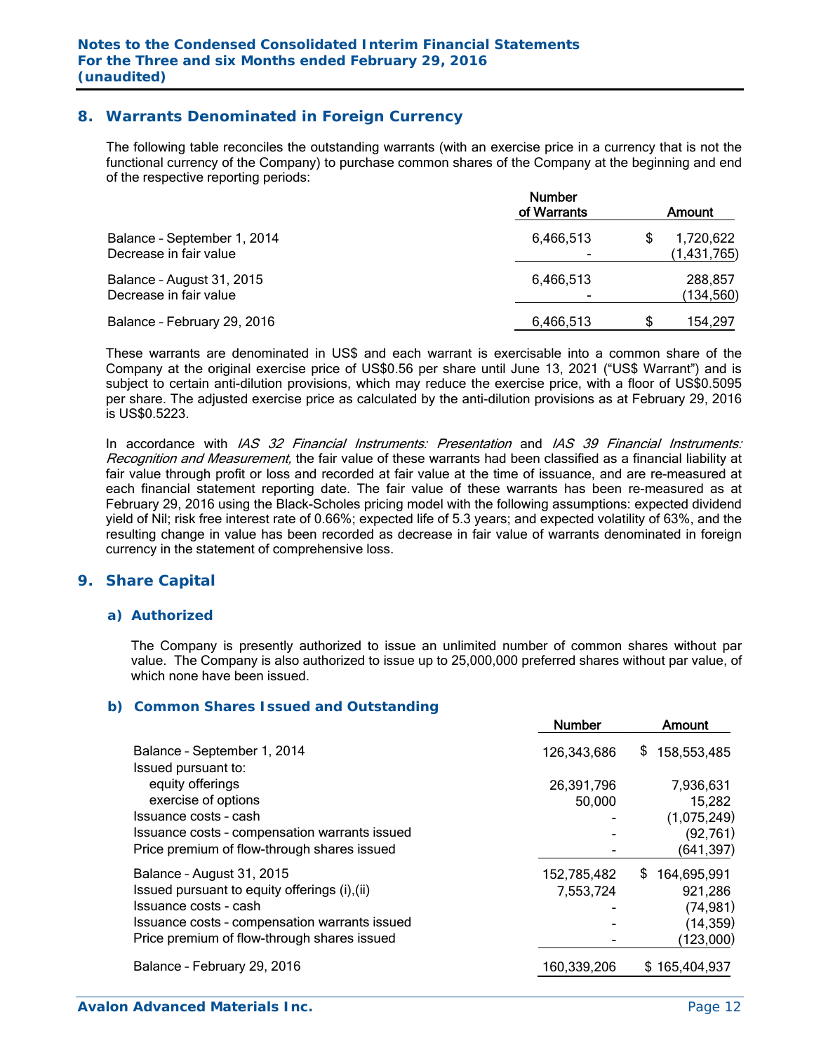## 8. Warrants Denominated in Foreign Currency

The following table reconciles the outstanding warrants (with an exercise price in a currency that is not the functional currency of the Company) to purchase common shares of the Company at the beginning and end of the respective reporting periods:

| | Number of Warrants | Amount |
|---|---|---|
| Balance – September 1, 2014 | 6,466,513 | $ 1,720,622 |
| Decrease in fair value | - | (1,431,765) |
| Balance – August 31, 2015 | 6,466,513 | 288,857 |
| Decrease in fair value | - | (134,560) |
| Balance – February 29, 2016 | 6,466,513 | $ 154,297 |

These warrants are denominated in US$ and each warrant is exercisable into a common share of the Company at the original exercise price of US$0.56 per share until June 13, 2021 ("US$ Warrant") and is subject to certain anti-dilution provisions, which may reduce the exercise price, with a floor of US$0.5095 per share. The adjusted exercise price as calculated by the anti-dilution provisions as at February 29, 2016 is US$0.5223.

In accordance with *IAS 32 Financial Instruments: Presentation* and *IAS 39 Financial Instruments: Recognition and Measurement,* the fair value of these warrants had been classified as a financial liability at fair value through profit or loss and recorded at fair value at the time of issuance, and are re-measured at each financial statement reporting date. The fair value of these warrants has been re-measured as at February 29, 2016 using the Black-Scholes pricing model with the following assumptions: expected dividend yield of Nil; risk free interest rate of 0.66%; expected life of 5.3 years; and expected volatility of 63%, and the resulting change in value has been recorded as decrease in fair value of warrants denominated in foreign currency in the statement of comprehensive loss.

## 9. Share Capital

### a) Authorized

The Company is presently authorized to issue an unlimited number of common shares without par value. The Company is also authorized to issue up to 25,000,000 preferred shares without par value, of which none have been issued.

### b) Common Shares Issued and Outstanding

| | Number | Amount |
|---|---|---|
| Balance – September 1, 2014 | 126,343,686 | $ 158,553,485 |
| Issued pursuant to: | | |
| equity offerings | 26,391,796 | 7,936,631 |
| exercise of options | 50,000 | 15,282 |
| Issuance costs – cash | - | (1,075,249) |
| Issuance costs – compensation warrants issued | - | (92,761) |
| Price premium of flow-through shares issued | - | (641,397) |
| Balance – August 31, 2015 | 152,785,482 | $ 164,695,991 |
| Issued pursuant to equity offerings (i),(ii) | 7,553,724 | 921,286 |
| Issuance costs – cash | - | (74,981) |
| Issuance costs – compensation warrants issued | - | (14,359) |
| Price premium of flow-through shares issued | - | (123,000) |
| Balance – February 29, 2016 | 160,339,206 | $ 165,404,937 |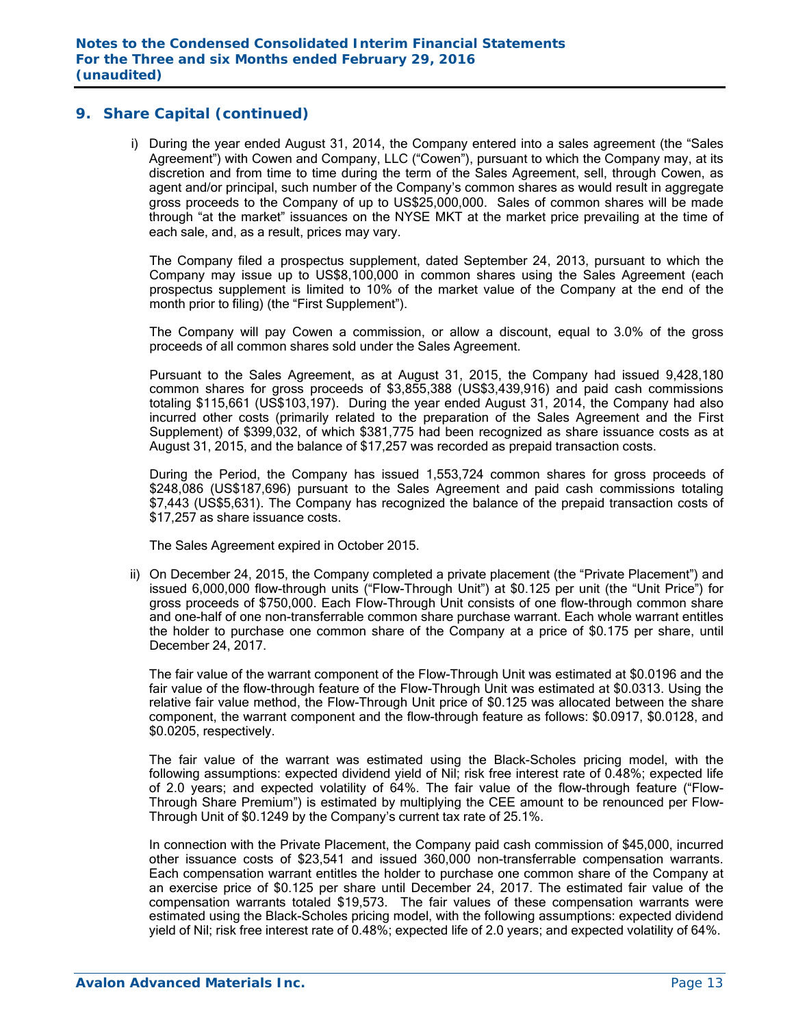## 9. Share Capital (continued)

i) During the year ended August 31, 2014, the Company entered into a sales agreement (the "Sales Agreement") with Cowen and Company, LLC ("Cowen"), pursuant to which the Company may, at its discretion and from time to time during the term of the Sales Agreement, sell, through Cowen, as agent and/or principal, such number of the Company's common shares as would result in aggregate gross proceeds to the Company of up to US$25,000,000. Sales of common shares will be made through "at the market" issuances on the NYSE MKT at the market price prevailing at the time of each sale, and, as a result, prices may vary.

   The Company filed a prospectus supplement, dated September 24, 2013, pursuant to which the Company may issue up to US$8,100,000 in common shares using the Sales Agreement (each prospectus supplement is limited to 10% of the market value of the Company at the end of the month prior to filing) (the "First Supplement").

   The Company will pay Cowen a commission, or allow a discount, equal to 3.0% of the gross proceeds of all common shares sold under the Sales Agreement.

   Pursuant to the Sales Agreement, as at August 31, 2015, the Company had issued 9,428,180 common shares for gross proceeds of $3,855,388 (US$3,439,916) and paid cash commissions totaling $115,661 (US$103,197). During the year ended August 31, 2014, the Company had also incurred other costs (primarily related to the preparation of the Sales Agreement and the First Supplement) of $399,032, of which $381,775 had been recognized as share issuance costs as at August 31, 2015, and the balance of $17,257 was recorded as prepaid transaction costs.

   During the Period, the Company has issued 1,553,724 common shares for gross proceeds of $248,086 (US$187,696) pursuant to the Sales Agreement and paid cash commissions totaling $7,443 (US$5,631). The Company has recognized the balance of the prepaid transaction costs of $17,257 as share issuance costs.

   The Sales Agreement expired in October 2015.

ii) On December 24, 2015, the Company completed a private placement (the "Private Placement") and issued 6,000,000 flow-through units ("Flow-Through Unit") at $0.125 per unit (the "Unit Price") for gross proceeds of $750,000. Each Flow-Through Unit consists of one flow-through common share and one-half of one non-transferrable common share purchase warrant. Each whole warrant entitles the holder to purchase one common share of the Company at a price of $0.175 per share, until December 24, 2017.

   The fair value of the warrant component of the Flow-Through Unit was estimated at $0.0196 and the fair value of the flow-through feature of the Flow-Through Unit was estimated at $0.0313. Using the relative fair value method, the Flow-Through Unit price of $0.125 was allocated between the share component, the warrant component and the flow-through feature as follows: $0.0917, $0.0128, and $0.0205, respectively.

   The fair value of the warrant was estimated using the Black-Scholes pricing model, with the following assumptions: expected dividend yield of Nil; risk free interest rate of 0.48%; expected life of 2.0 years; and expected volatility of 64%. The fair value of the flow-through feature ("Flow-Through Share Premium") is estimated by multiplying the CEE amount to be renounced per Flow-Through Unit of $0.1249 by the Company's current tax rate of 25.1%.

   In connection with the Private Placement, the Company paid cash commission of $45,000, incurred other issuance costs of $23,541 and issued 360,000 non-transferrable compensation warrants. Each compensation warrant entitles the holder to purchase one common share of the Company at an exercise price of $0.125 per share until December 24, 2017. The estimated fair value of the compensation warrants totaled $19,573. The fair values of these compensation warrants were estimated using the Black-Scholes pricing model, with the following assumptions: expected dividend yield of Nil; risk free interest rate of 0.48%; expected life of 2.0 years; and expected volatility of 64%.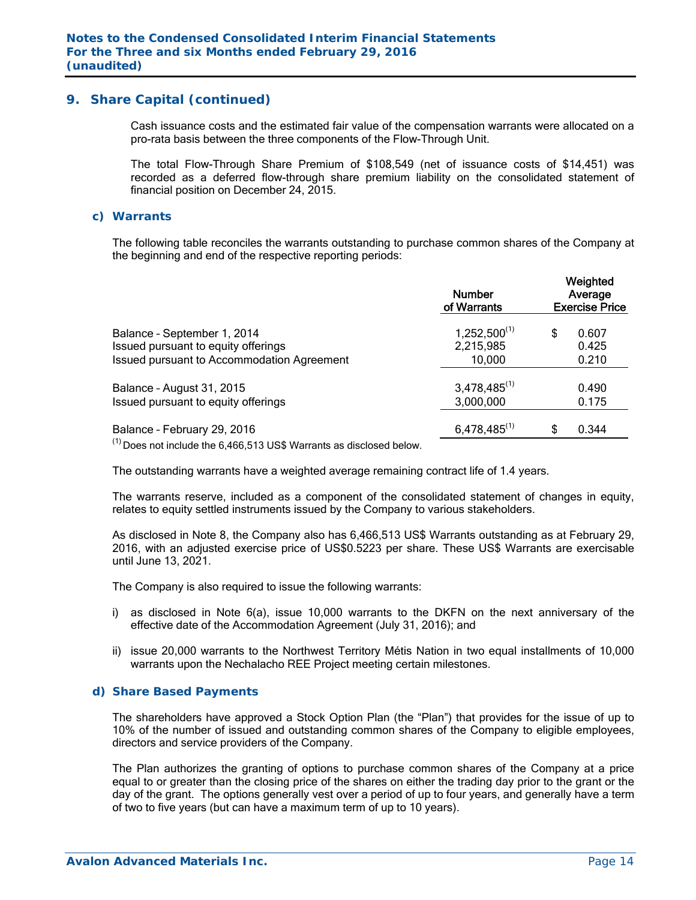## 9. Share Capital (continued)

Cash issuance costs and the estimated fair value of the compensation warrants were allocated on a pro-rata basis between the three components of the Flow-Through Unit.

The total Flow-Through Share Premium of $108,549 (net of issuance costs of $14,451) was recorded as a deferred flow-through share premium liability on the consolidated statement of financial position on December 24, 2015.

### c) Warrants

The following table reconciles the warrants outstanding to purchase common shares of the Company at the beginning and end of the respective reporting periods:

| | Number of Warrants | Weighted Average Exercise Price |
|---|---|---|
| Balance – September 1, 2014 | 1,252,500[(1)] | $ 0.607 |
| Issued pursuant to equity offerings | 2,215,985 | 0.425 |
| Issued pursuant to Accommodation Agreement | 10,000 | 0.210 |
| Balance – August 31, 2015 | 3,478,485[(1)] | 0.490 |
| Issued pursuant to equity offerings | 3,000,000 | 0.175 |
| Balance – February 29, 2016 | 6,478,485[(1)] | $ 0.344 |

[(1)] Does not include the 6,466,513 US$ Warrants as disclosed below.

The outstanding warrants have a weighted average remaining contract life of 1.4 years.

The warrants reserve, included as a component of the consolidated statement of changes in equity, relates to equity settled instruments issued by the Company to various stakeholders.

As disclosed in Note 8, the Company also has 6,466,513 US$ Warrants outstanding as at February 29, 2016, with an adjusted exercise price of US$0.5223 per share. These US$ Warrants are exercisable until June 13, 2021.

The Company is also required to issue the following warrants:

i) as disclosed in Note 6(a), issue 10,000 warrants to the DKFN on the next anniversary of the effective date of the Accommodation Agreement (July 31, 2016); and

ii) issue 20,000 warrants to the Northwest Territory Métis Nation in two equal installments of 10,000 warrants upon the Nechalacho REE Project meeting certain milestones.

### d) Share Based Payments

The shareholders have approved a Stock Option Plan (the "Plan") that provides for the issue of up to 10% of the number of issued and outstanding common shares of the Company to eligible employees, directors and service providers of the Company.

The Plan authorizes the granting of options to purchase common shares of the Company at a price equal to or greater than the closing price of the shares on either the trading day prior to the grant or the day of the grant. The options generally vest over a period of up to four years, and generally have a term of two to five years (but can have a maximum term of up to 10 years).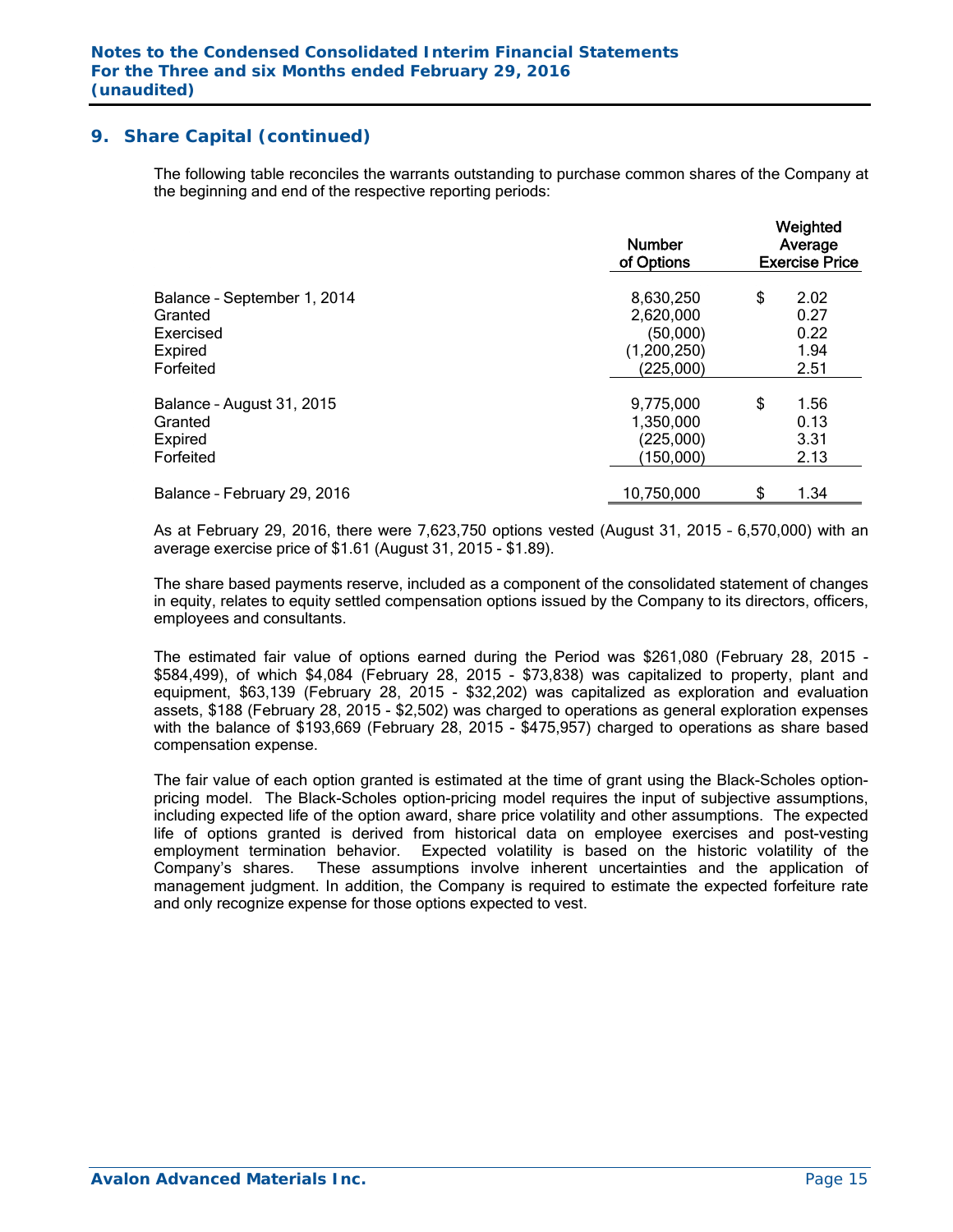## 9. Share Capital (continued)

The following table reconciles the warrants outstanding to purchase common shares of the Company at the beginning and end of the respective reporting periods:

| | Number of Options | Weighted Average Exercise Price |
|---|---|---|
| Balance – September 1, 2014 | 8,630,250 | $ 2.02 |
| Granted | 2,620,000 | 0.27 |
| Exercised | (50,000) | 0.22 |
| Expired | (1,200,250) | 1.94 |
| Forfeited | (225,000) | 2.51 |
| Balance – August 31, 2015 | 9,775,000 | $ 1.56 |
| Granted | 1,350,000 | 0.13 |
| Expired | (225,000) | 3.31 |
| Forfeited | (150,000) | 2.13 |
| Balance – February 29, 2016 | 10,750,000 | $ 1.34 |

As at February 29, 2016, there were 7,623,750 options vested (August 31, 2015 – 6,570,000) with an average exercise price of $1.61 (August 31, 2015 - $1.89).

The share based payments reserve, included as a component of the consolidated statement of changes in equity, relates to equity settled compensation options issued by the Company to its directors, officers, employees and consultants.

The estimated fair value of options earned during the Period was $261,080 (February 28, 2015 - $584,499), of which $4,084 (February 28, 2015 - $73,838) was capitalized to property, plant and equipment, $63,139 (February 28, 2015 - $32,202) was capitalized as exploration and evaluation assets, $188 (February 28, 2015 - $2,502) was charged to operations as general exploration expenses with the balance of $193,669 (February 28, 2015 - $475,957) charged to operations as share based compensation expense.

The fair value of each option granted is estimated at the time of grant using the Black-Scholes option-pricing model. The Black-Scholes option-pricing model requires the input of subjective assumptions, including expected life of the option award, share price volatility and other assumptions. The expected life of options granted is derived from historical data on employee exercises and post-vesting employment termination behavior. Expected volatility is based on the historic volatility of the Company's shares. These assumptions involve inherent uncertainties and the application of management judgment. In addition, the Company is required to estimate the expected forfeiture rate and only recognize expense for those options expected to vest.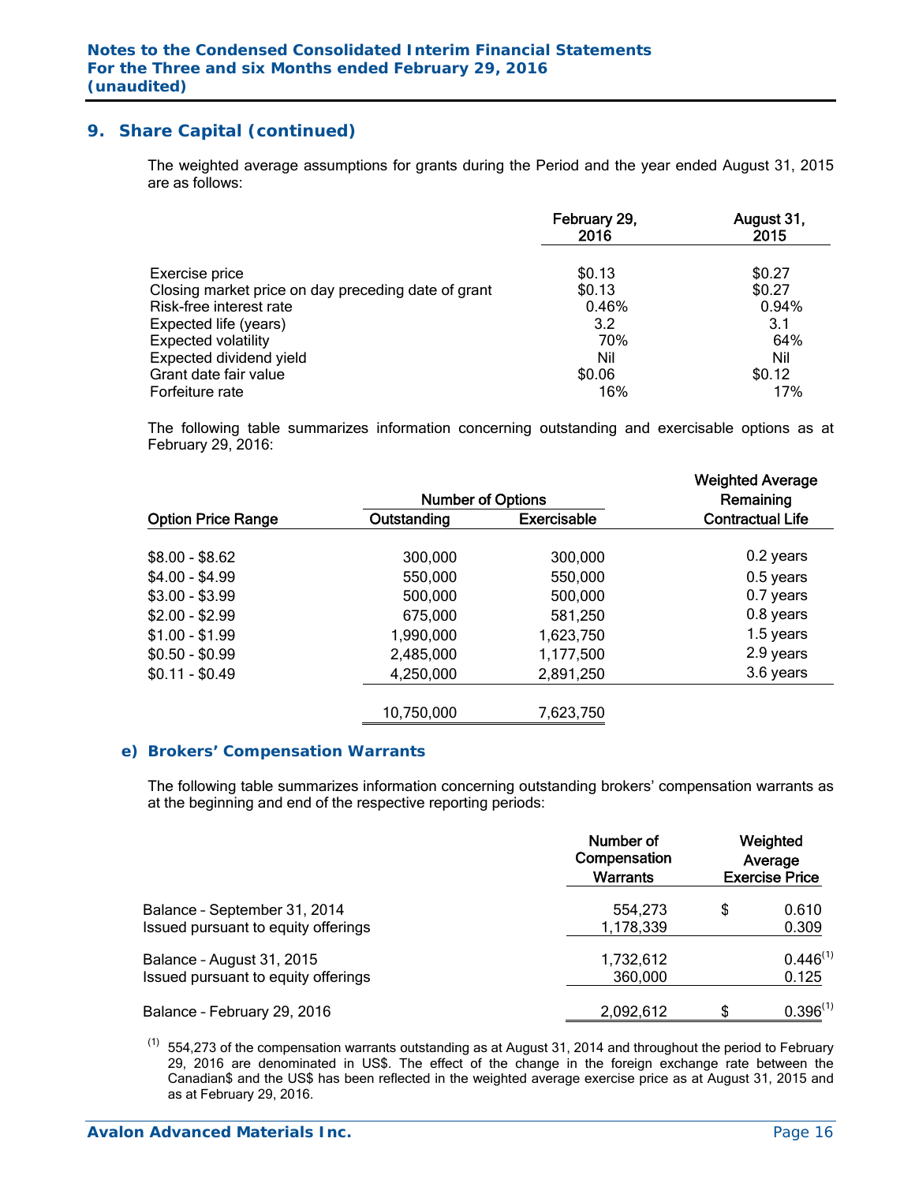## 9. Share Capital (continued)

The weighted average assumptions for grants during the Period and the year ended August 31, 2015 are as follows:

| | February 29, 2016 | August 31, 2015 |
|---|---|---|
| Exercise price | $0.13 | $0.27 |
| Closing market price on day preceding date of grant | $0.13 | $0.27 |
| Risk-free interest rate | 0.46% | 0.94% |
| Expected life (years) | 3.2 | 3.1 |
| Expected volatility | 70% | 64% |
| Expected dividend yield | Nil | Nil |
| Grant date fair value | $0.06 | $0.12 |
| Forfeiture rate | 16% | 17% |

The following table summarizes information concerning outstanding and exercisable options as at February 29, 2016:

| | Number of Options | | Weighted Average Remaining |
|---|---|---|---|
| Option Price Range | Outstanding | Exercisable | Contractual Life |
| $8.00 - $8.62 | 300,000 | 300,000 | 0.2 years |
| $4.00 - $4.99 | 550,000 | 550,000 | 0.5 years |
| $3.00 - $3.99 | 500,000 | 500,000 | 0.7 years |
| $2.00 - $2.99 | 675,000 | 581,250 | 0.8 years |
| $1.00 - $1.99 | 1,990,000 | 1,623,750 | 1.5 years |
| $0.50 - $0.99 | 2,485,000 | 1,177,500 | 2.9 years |
| $0.11 - $0.49 | 4,250,000 | 2,891,250 | 3.6 years |
| | 10,750,000 | 7,623,750 | |

### e) Brokers' Compensation Warrants

The following table summarizes information concerning outstanding brokers' compensation warrants as at the beginning and end of the respective reporting periods:

| | Number of Compensation Warrants | Weighted Average Exercise Price |
|---|---|---|
| Balance – September 31, 2014 | 554,273 | $ 0.610 |
| Issued pursuant to equity offerings | 1,178,339 | 0.309 |
| Balance – August 31, 2015 | 1,732,612 | 0.446[(1)] |
| Issued pursuant to equity offerings | 360,000 | 0.125 |
| Balance – February 29, 2016 | 2,092,612 | $ 0.396[(1)] |

(1) 554,273 of the compensation warrants outstanding as at August 31, 2014 and throughout the period to February 29, 2016 are denominated in US$. The effect of the change in the foreign exchange rate between the Canadian$ and the US$ has been reflected in the weighted average exercise price as at August 31, 2015 and as at February 29, 2016.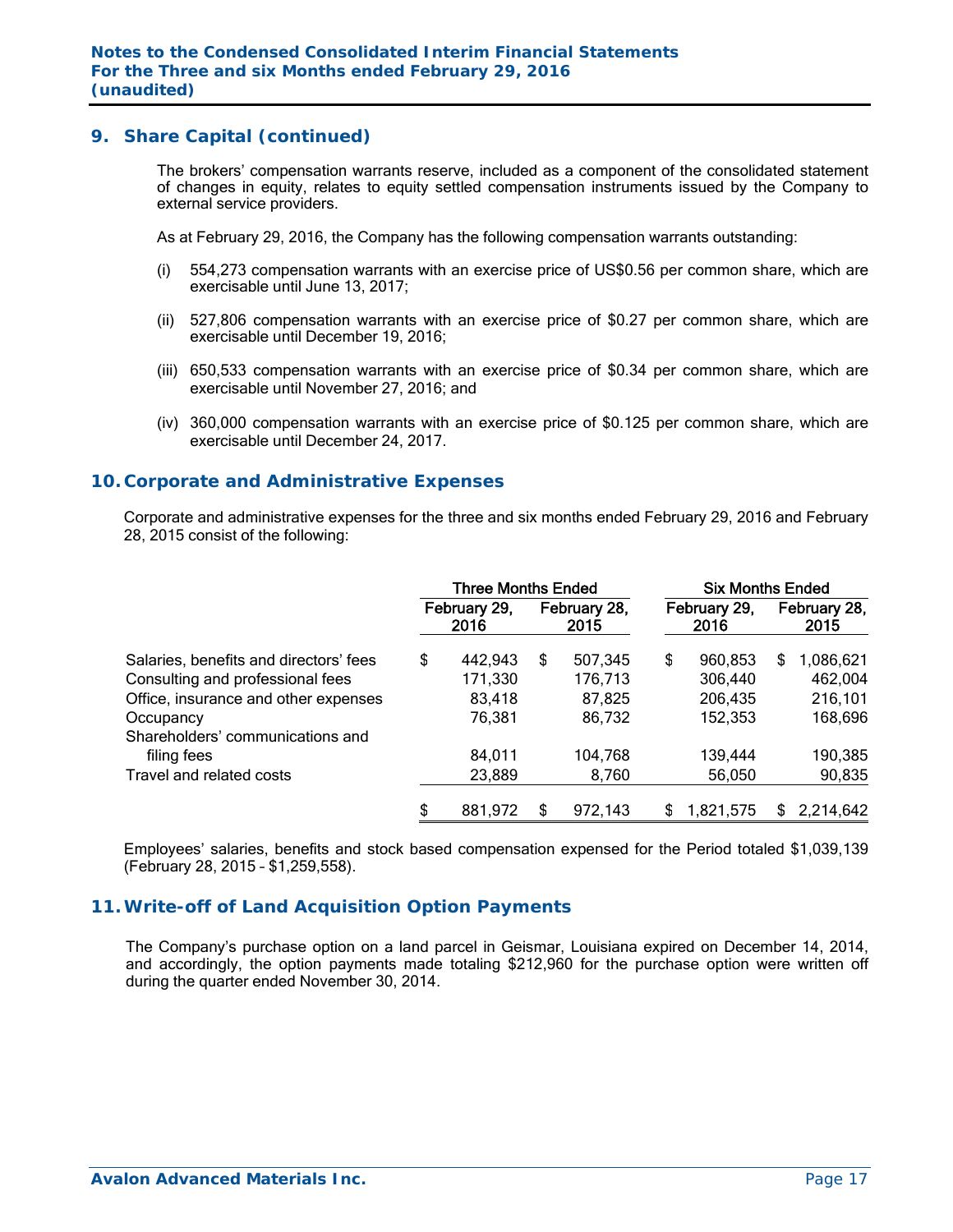## 9. Share Capital (continued)

The brokers' compensation warrants reserve, included as a component of the consolidated statement of changes in equity, relates to equity settled compensation instruments issued by the Company to external service providers.

As at February 29, 2016, the Company has the following compensation warrants outstanding:

(i) 554,273 compensation warrants with an exercise price of US$0.56 per common share, which are exercisable until June 13, 2017;

(ii) 527,806 compensation warrants with an exercise price of $0.27 per common share, which are exercisable until December 19, 2016;

(iii) 650,533 compensation warrants with an exercise price of $0.34 per common share, which are exercisable until November 27, 2016; and

(iv) 360,000 compensation warrants with an exercise price of $0.125 per common share, which are exercisable until December 24, 2017.

## 10. Corporate and Administrative Expenses

Corporate and administrative expenses for the three and six months ended February 29, 2016 and February 28, 2015 consist of the following:

| | Three Months Ended | | Six Months Ended | |
|---|---|---|---|---|
| | February 29, 2016 | February 28, 2015 | February 29, 2016 | February 28, 2015 |
| Salaries, benefits and directors' fees | $ 442,943 | $ 507,345 | $ 960,853 | $ 1,086,621 |
| Consulting and professional fees | 171,330 | 176,713 | 306,440 | 462,004 |
| Office, insurance and other expenses | 83,418 | 87,825 | 206,435 | 216,101 |
| Occupancy | 76,381 | 86,732 | 152,353 | 168,696 |
| Shareholders' communications and filing fees | 84,011 | 104,768 | 139,444 | 190,385 |
| Travel and related costs | 23,889 | 8,760 | 56,050 | 90,835 |
| | $ 881,972 | $ 972,143 | $ 1,821,575 | $ 2,214,642 |

Employees' salaries, benefits and stock based compensation expensed for the Period totaled $1,039,139 (February 28, 2015 – $1,259,558).

## 11. Write-off of Land Acquisition Option Payments

The Company's purchase option on a land parcel in Geismar, Louisiana expired on December 14, 2014, and accordingly, the option payments made totaling $212,960 for the purchase option were written off during the quarter ended November 30, 2014.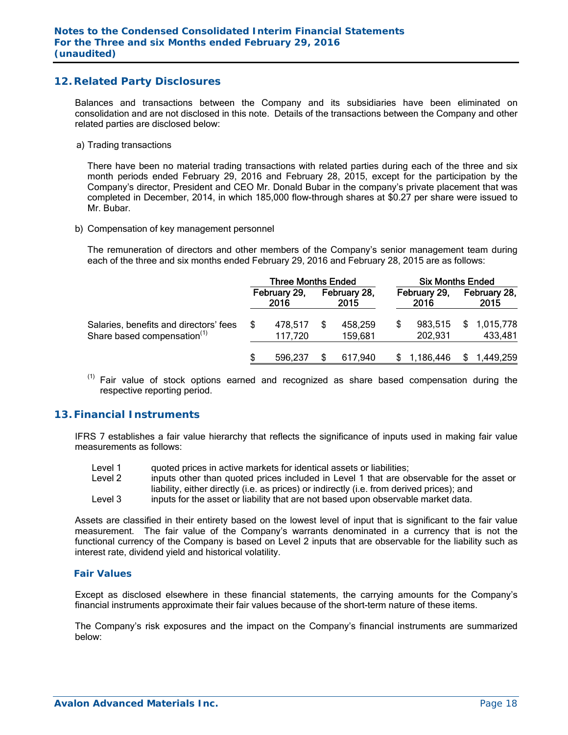## 12. Related Party Disclosures

Balances and transactions between the Company and its subsidiaries have been eliminated on consolidation and are not disclosed in this note. Details of the transactions between the Company and other related parties are disclosed below:

a) Trading transactions

There have been no material trading transactions with related parties during each of the three and six month periods ended February 29, 2016 and February 28, 2015, except for the participation by the Company's director, President and CEO Mr. Donald Bubar in the company's private placement that was completed in December, 2014, in which 185,000 flow-through shares at $0.27 per share were issued to Mr. Bubar.

b) Compensation of key management personnel

The remuneration of directors and other members of the Company's senior management team during each of the three and six months ended February 29, 2016 and February 28, 2015 are as follows:

| | Three Months Ended | | Six Months Ended | |
|---|---|---|---|---|
| | February 29, 2016 | February 28, 2015 | February 29, 2016 | February 28, 2015 |
| Salaries, benefits and directors' fees | $ 478,517 | $ 458,259 | $ 983,515 | $ 1,015,778 |
| Share based compensation[(1)] | 117,720 | 159,681 | 202,931 | 433,481 |
| | $ 596,237 | $ 617,940 | $ 1,186,446 | $ 1,449,259 |

[(1)] Fair value of stock options earned and recognized as share based compensation during the respective reporting period.

## 13. Financial Instruments

IFRS 7 establishes a fair value hierarchy that reflects the significance of inputs used in making fair value measurements as follows:

- Level 1 quoted prices in active markets for identical assets or liabilities;
- Level 2 inputs other than quoted prices included in Level 1 that are observable for the asset or liability, either directly (i.e. as prices) or indirectly (i.e. from derived prices); and
- Level 3 inputs for the asset or liability that are not based upon observable market data.

Assets are classified in their entirety based on the lowest level of input that is significant to the fair value measurement. The fair value of the Company's warrants denominated in a currency that is not the functional currency of the Company is based on Level 2 inputs that are observable for the liability such as interest rate, dividend yield and historical volatility.

### Fair Values

Except as disclosed elsewhere in these financial statements, the carrying amounts for the Company's financial instruments approximate their fair values because of the short-term nature of these items.

The Company's risk exposures and the impact on the Company's financial instruments are summarized below: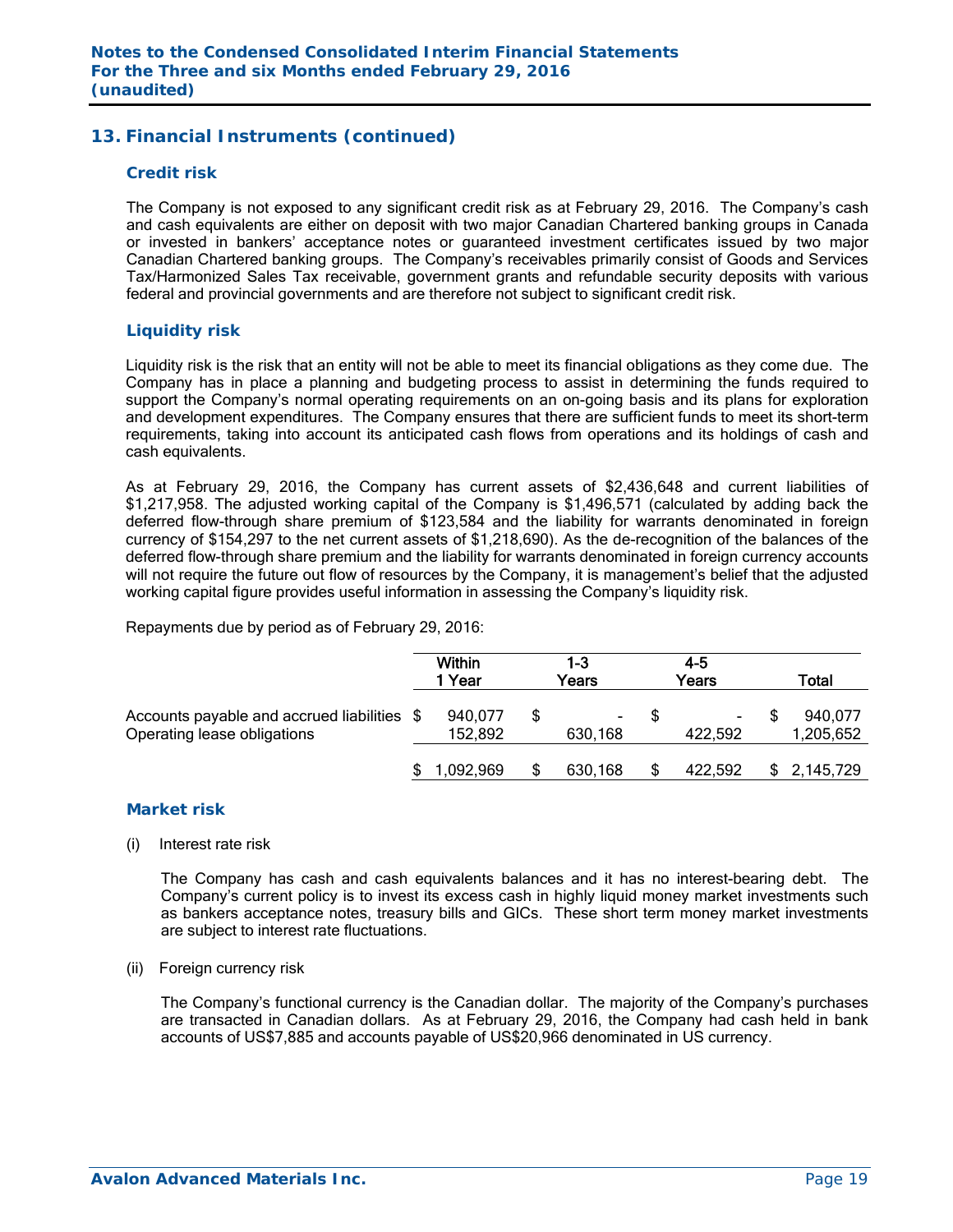## 13. Financial Instruments (continued)

### Credit risk

The Company is not exposed to any significant credit risk as at February 29, 2016. The Company's cash and cash equivalents are either on deposit with two major Canadian Chartered banking groups in Canada or invested in bankers' acceptance notes or guaranteed investment certificates issued by two major Canadian Chartered banking groups. The Company's receivables primarily consist of Goods and Services Tax/Harmonized Sales Tax receivable, government grants and refundable security deposits with various federal and provincial governments and are therefore not subject to significant credit risk.

### Liquidity risk

Liquidity risk is the risk that an entity will not be able to meet its financial obligations as they come due. The Company has in place a planning and budgeting process to assist in determining the funds required to support the Company's normal operating requirements on an on-going basis and its plans for exploration and development expenditures. The Company ensures that there are sufficient funds to meet its short-term requirements, taking into account its anticipated cash flows from operations and its holdings of cash and cash equivalents.

As at February 29, 2016, the Company has current assets of $2,436,648 and current liabilities of $1,217,958. The adjusted working capital of the Company is $1,496,571 (calculated by adding back the deferred flow-through share premium of $123,584 and the liability for warrants denominated in foreign currency of $154,297 to the net current assets of $1,218,690). As the de-recognition of the balances of the deferred flow-through share premium and the liability for warrants denominated in foreign currency accounts will not require the future out flow of resources by the Company, it is management's belief that the adjusted working capital figure provides useful information in assessing the Company's liquidity risk.

Repayments due by period as of February 29, 2016:

| | Within 1 Year | 1-3 Years | 4-5 Years | Total |
|---|---|---|---|---|
| Accounts payable and accrued liabilities | $ 940,077 | $ - | $ - | $ 940,077 |
| Operating lease obligations | 152,892 | 630,168 | 422,592 | 1,205,652 |
| | $ 1,092,969 | $ 630,168 | $ 422,592 | $ 2,145,729 |

### Market risk

(i) Interest rate risk

The Company has cash and cash equivalents balances and it has no interest-bearing debt. The Company's current policy is to invest its excess cash in highly liquid money market investments such as bankers acceptance notes, treasury bills and GICs. These short term money market investments are subject to interest rate fluctuations.

(ii) Foreign currency risk

The Company's functional currency is the Canadian dollar. The majority of the Company's purchases are transacted in Canadian dollars. As at February 29, 2016, the Company had cash held in bank accounts of US$7,885 and accounts payable of US$20,966 denominated in US currency.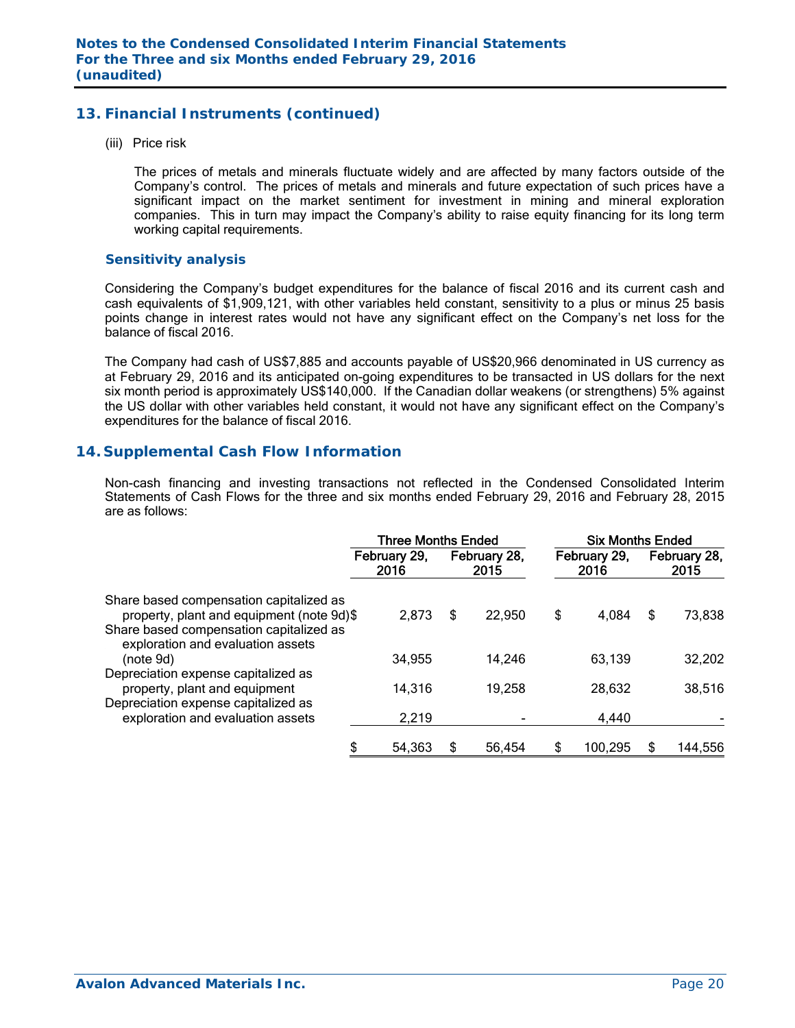## 13. Financial Instruments (continued)

(iii) Price risk

The prices of metals and minerals fluctuate widely and are affected by many factors outside of the Company's control. The prices of metals and minerals and future expectation of such prices have a significant impact on the market sentiment for investment in mining and mineral exploration companies. This in turn may impact the Company's ability to raise equity financing for its long term working capital requirements.

### Sensitivity analysis

Considering the Company's budget expenditures for the balance of fiscal 2016 and its current cash and cash equivalents of $1,909,121, with other variables held constant, sensitivity to a plus or minus 25 basis points change in interest rates would not have any significant effect on the Company's net loss for the balance of fiscal 2016.

The Company had cash of US$7,885 and accounts payable of US$20,966 denominated in US currency as at February 29, 2016 and its anticipated on-going expenditures to be transacted in US dollars for the next six month period is approximately US$140,000. If the Canadian dollar weakens (or strengthens) 5% against the US dollar with other variables held constant, it would not have any significant effect on the Company's expenditures for the balance of fiscal 2016.

## 14. Supplemental Cash Flow Information

Non-cash financing and investing transactions not reflected in the Condensed Consolidated Interim Statements of Cash Flows for the three and six months ended February 29, 2016 and February 28, 2015 are as follows:

| | Three Months Ended | | Six Months Ended | |
|---|---|---|---|---|
| | February 29, 2016 | February 28, 2015 | February 29, 2016 | February 28, 2015 |
| Share based compensation capitalized as property, plant and equipment (note 9d) | $ 2,873 | $ 22,950 | $ 4,084 | $ 73,838 |
| Share based compensation capitalized as exploration and evaluation assets (note 9d) | 34,955 | 14,246 | 63,139 | 32,202 |
| Depreciation expense capitalized as property, plant and equipment | 14,316 | 19,258 | 28,632 | 38,516 |
| Depreciation expense capitalized as exploration and evaluation assets | 2,219 | - | 4,440 | - |
| | $ 54,363 | $ 56,454 | $ 100,295 | $ 144,556 |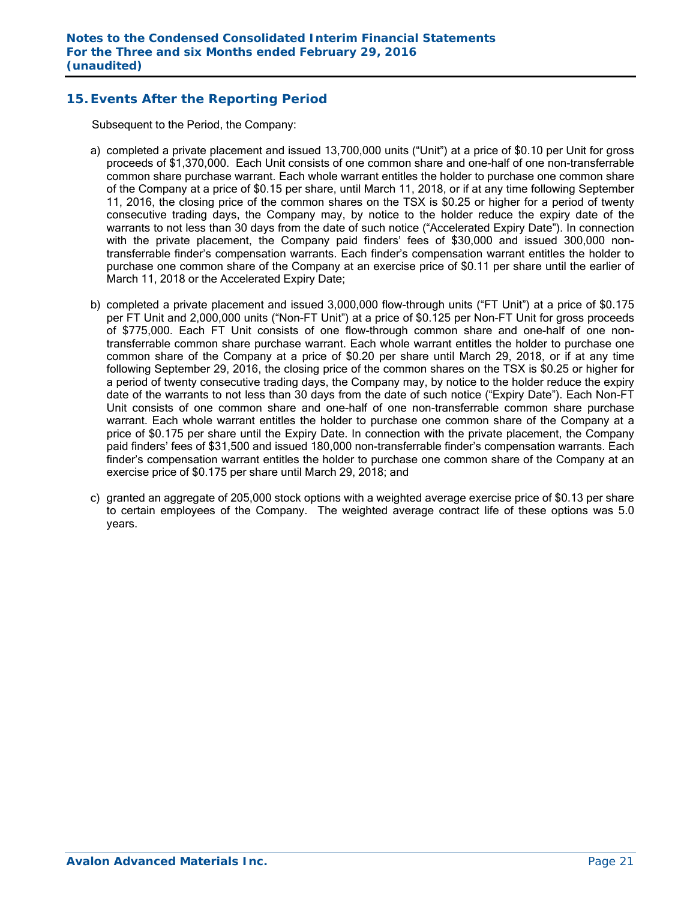## 15. Events After the Reporting Period

Subsequent to the Period, the Company:

a) completed a private placement and issued 13,700,000 units ("Unit") at a price of $0.10 per Unit for gross proceeds of $1,370,000. Each Unit consists of one common share and one-half of one non-transferrable common share purchase warrant. Each whole warrant entitles the holder to purchase one common share of the Company at a price of $0.15 per share, until March 11, 2018, or if at any time following September 11, 2016, the closing price of the common shares on the TSX is $0.25 or higher for a period of twenty consecutive trading days, the Company may, by notice to the holder reduce the expiry date of the warrants to not less than 30 days from the date of such notice ("Accelerated Expiry Date"). In connection with the private placement, the Company paid finders' fees of $30,000 and issued 300,000 non-transferrable finder's compensation warrants. Each finder's compensation warrant entitles the holder to purchase one common share of the Company at an exercise price of $0.11 per share until the earlier of March 11, 2018 or the Accelerated Expiry Date;

b) completed a private placement and issued 3,000,000 flow-through units ("FT Unit") at a price of $0.175 per FT Unit and 2,000,000 units ("Non-FT Unit") at a price of $0.125 per Non-FT Unit for gross proceeds of $775,000. Each FT Unit consists of one flow-through common share and one-half of one non-transferrable common share purchase warrant. Each whole warrant entitles the holder to purchase one common share of the Company at a price of $0.20 per share until March 29, 2018, or if at any time following September 29, 2016, the closing price of the common shares on the TSX is $0.25 or higher for a period of twenty consecutive trading days, the Company may, by notice to the holder reduce the expiry date of the warrants to not less than 30 days from the date of such notice ("Expiry Date"). Each Non-FT Unit consists of one common share and one-half of one non-transferrable common share purchase warrant. Each whole warrant entitles the holder to purchase one common share of the Company at a price of $0.175 per share until the Expiry Date. In connection with the private placement, the Company paid finders' fees of $31,500 and issued 180,000 non-transferrable finder's compensation warrants. Each finder's compensation warrant entitles the holder to purchase one common share of the Company at an exercise price of $0.175 per share until March 29, 2018; and

c) granted an aggregate of 205,000 stock options with a weighted average exercise price of $0.13 per share to certain employees of the Company. The weighted average contract life of these options was 5.0 years.